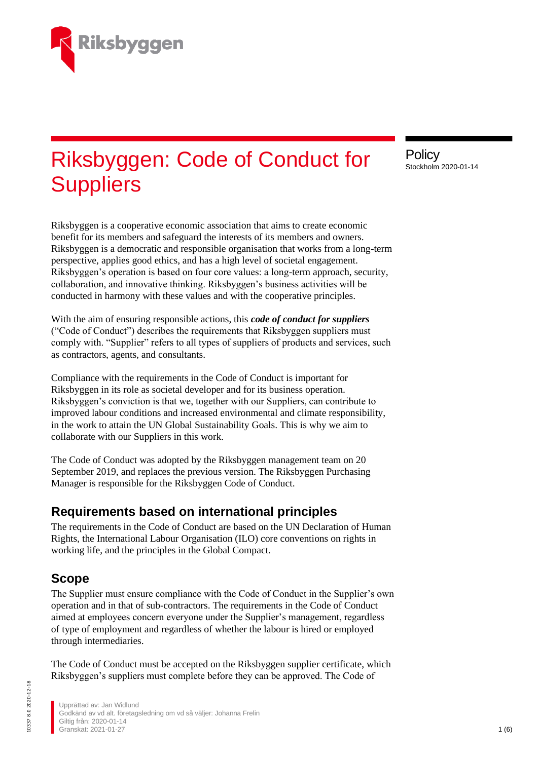# Riksbyggen: Code of Conduct for Suppliers

Policy
Stockholm 2020-01-14

Riksbyggen is a cooperative economic association that aims to create economic benefit for its members and safeguard the interests of its members and owners. Riksbyggen is a democratic and responsible organisation that works from a long-term perspective, applies good ethics, and has a high level of societal engagement. Riksbyggen's operation is based on four core values: a long-term approach, security, collaboration, and innovative thinking. Riksbyggen's business activities will be conducted in harmony with these values and with the cooperative principles.

With the aim of ensuring responsible actions, this ***code of conduct for suppliers*** ("Code of Conduct") describes the requirements that Riksbyggen suppliers must comply with. "Supplier" refers to all types of suppliers of products and services, such as contractors, agents, and consultants.

Compliance with the requirements in the Code of Conduct is important for Riksbyggen in its role as societal developer and for its business operation. Riksbyggen's conviction is that we, together with our Suppliers, can contribute to improved labour conditions and increased environmental and climate responsibility, in the work to attain the UN Global Sustainability Goals. This is why we aim to collaborate with our Suppliers in this work.

The Code of Conduct was adopted by the Riksbyggen management team on 20 September 2019, and replaces the previous version. The Riksbyggen Purchasing Manager is responsible for the Riksbyggen Code of Conduct.

## Requirements based on international principles

The requirements in the Code of Conduct are based on the UN Declaration of Human Rights, the International Labour Organisation (ILO) core conventions on rights in working life, and the principles in the Global Compact.

## Scope

The Supplier must ensure compliance with the Code of Conduct in the Supplier's own operation and in that of sub-contractors. The requirements in the Code of Conduct aimed at employees concern everyone under the Supplier's management, regardless of type of employment and regardless of whether the labour is hired or employed through intermediaries.

The Code of Conduct must be accepted on the Riksbyggen supplier certificate, which Riksbyggen's suppliers must complete before they can be approved. The Code of

Upprättad av: Jan Widlund
Godkänd av vd alt. företagsledning om vd så väljer: Johanna Frelin
Giltig från: 2020-01-14
Granskat: 2021-01-27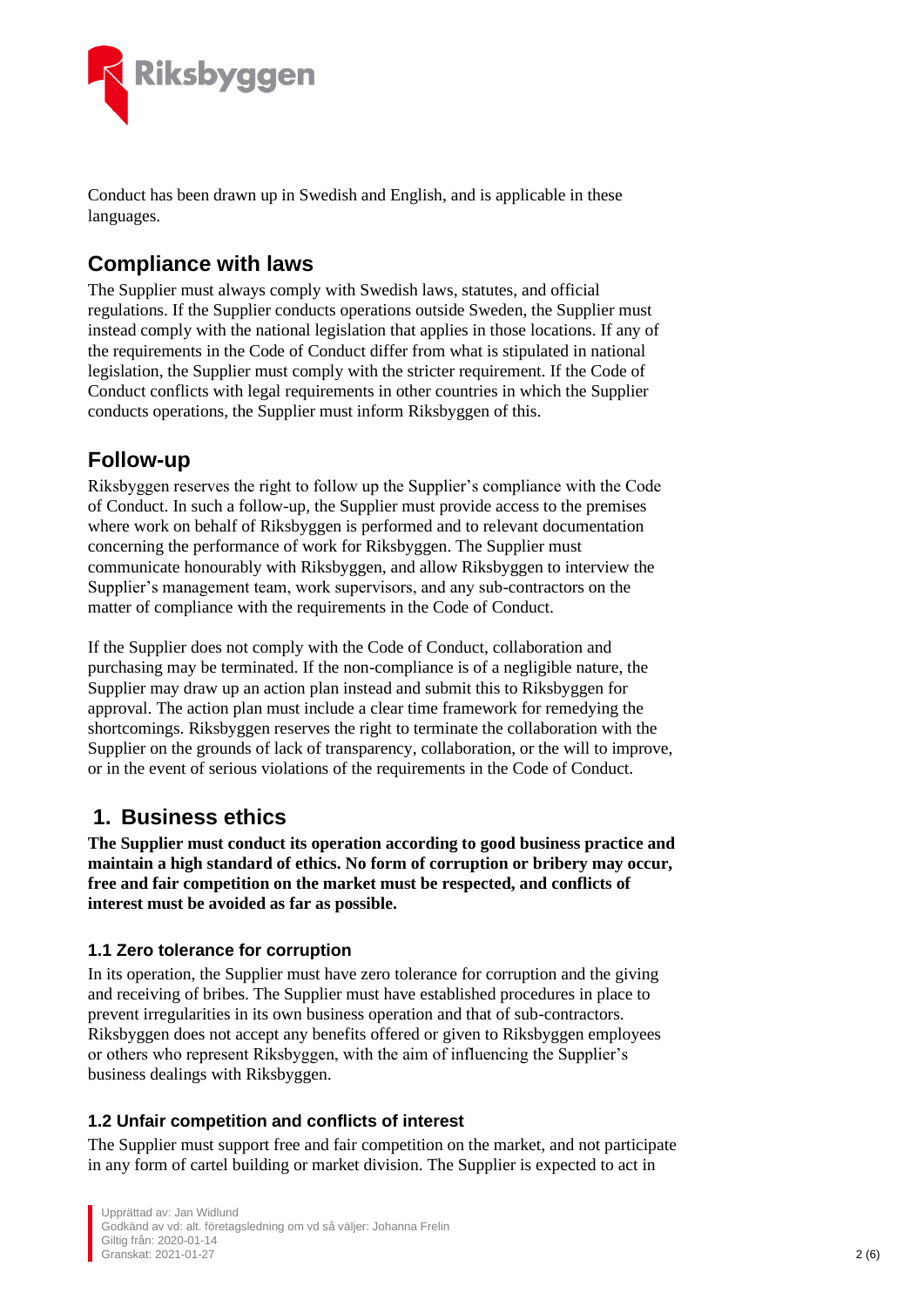Conduct has been drawn up in Swedish and English, and is applicable in these languages.

## Compliance with laws

The Supplier must always comply with Swedish laws, statutes, and official regulations. If the Supplier conducts operations outside Sweden, the Supplier must instead comply with the national legislation that applies in those locations. If any of the requirements in the Code of Conduct differ from what is stipulated in national legislation, the Supplier must comply with the stricter requirement. If the Code of Conduct conflicts with legal requirements in other countries in which the Supplier conducts operations, the Supplier must inform Riksbyggen of this.

## Follow-up

Riksbyggen reserves the right to follow up the Supplier's compliance with the Code of Conduct. In such a follow-up, the Supplier must provide access to the premises where work on behalf of Riksbyggen is performed and to relevant documentation concerning the performance of work for Riksbyggen. The Supplier must communicate honourably with Riksbyggen, and allow Riksbyggen to interview the Supplier's management team, work supervisors, and any sub-contractors on the matter of compliance with the requirements in the Code of Conduct.

If the Supplier does not comply with the Code of Conduct, collaboration and purchasing may be terminated. If the non-compliance is of a negligible nature, the Supplier may draw up an action plan instead and submit this to Riksbyggen for approval. The action plan must include a clear time framework for remedying the shortcomings. Riksbyggen reserves the right to terminate the collaboration with the Supplier on the grounds of lack of transparency, collaboration, or the will to improve, or in the event of serious violations of the requirements in the Code of Conduct.

## 1. Business ethics

**The Supplier must conduct its operation according to good business practice and maintain a high standard of ethics. No form of corruption or bribery may occur, free and fair competition on the market must be respected, and conflicts of interest must be avoided as far as possible.**

### 1.1 Zero tolerance for corruption

In its operation, the Supplier must have zero tolerance for corruption and the giving and receiving of bribes. The Supplier must have established procedures in place to prevent irregularities in its own business operation and that of sub-contractors. Riksbyggen does not accept any benefits offered or given to Riksbyggen employees or others who represent Riksbyggen, with the aim of influencing the Supplier's business dealings with Riksbyggen.

### 1.2 Unfair competition and conflicts of interest

The Supplier must support free and fair competition on the market, and not participate in any form of cartel building or market division. The Supplier is expected to act in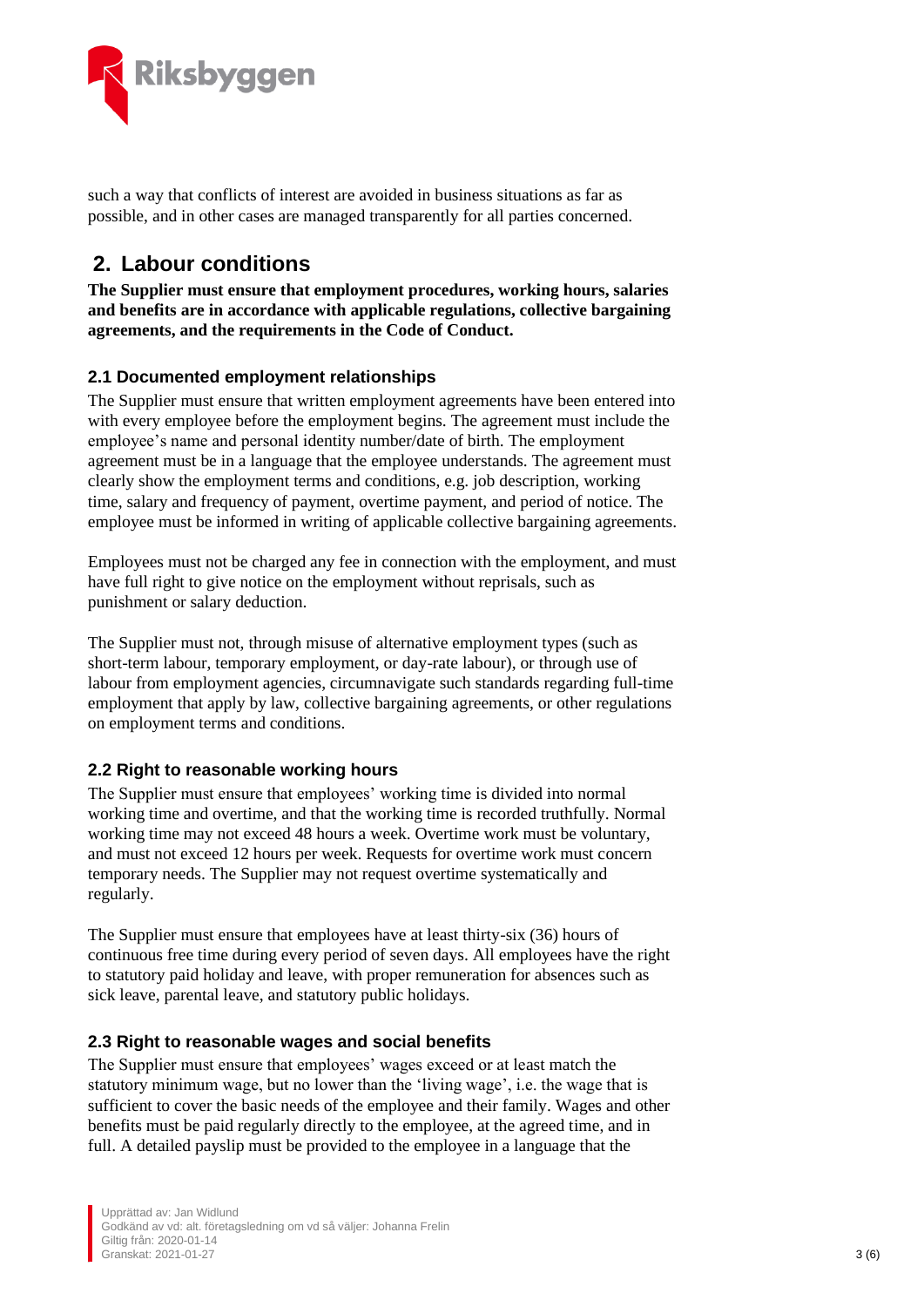such a way that conflicts of interest are avoided in business situations as far as possible, and in other cases are managed transparently for all parties concerned.

## 2. Labour conditions

**The Supplier must ensure that employment procedures, working hours, salaries and benefits are in accordance with applicable regulations, collective bargaining agreements, and the requirements in the Code of Conduct.**

### 2.1 Documented employment relationships

The Supplier must ensure that written employment agreements have been entered into with every employee before the employment begins. The agreement must include the employee's name and personal identity number/date of birth. The employment agreement must be in a language that the employee understands. The agreement must clearly show the employment terms and conditions, e.g. job description, working time, salary and frequency of payment, overtime payment, and period of notice. The employee must be informed in writing of applicable collective bargaining agreements.

Employees must not be charged any fee in connection with the employment, and must have full right to give notice on the employment without reprisals, such as punishment or salary deduction.

The Supplier must not, through misuse of alternative employment types (such as short-term labour, temporary employment, or day-rate labour), or through use of labour from employment agencies, circumnavigate such standards regarding full-time employment that apply by law, collective bargaining agreements, or other regulations on employment terms and conditions.

### 2.2 Right to reasonable working hours

The Supplier must ensure that employees' working time is divided into normal working time and overtime, and that the working time is recorded truthfully. Normal working time may not exceed 48 hours a week. Overtime work must be voluntary, and must not exceed 12 hours per week. Requests for overtime work must concern temporary needs. The Supplier may not request overtime systematically and regularly.

The Supplier must ensure that employees have at least thirty-six (36) hours of continuous free time during every period of seven days. All employees have the right to statutory paid holiday and leave, with proper remuneration for absences such as sick leave, parental leave, and statutory public holidays.

### 2.3 Right to reasonable wages and social benefits

The Supplier must ensure that employees' wages exceed or at least match the statutory minimum wage, but no lower than the 'living wage', i.e. the wage that is sufficient to cover the basic needs of the employee and their family. Wages and other benefits must be paid regularly directly to the employee, at the agreed time, and in full. A detailed payslip must be provided to the employee in a language that the

Upprättad av: Jan Widlund
Godkänd av vd: alt. företagsledning om vd så väljer: Johanna Frelin
Giltig från: 2020-01-14
Granskat: 2021-01-27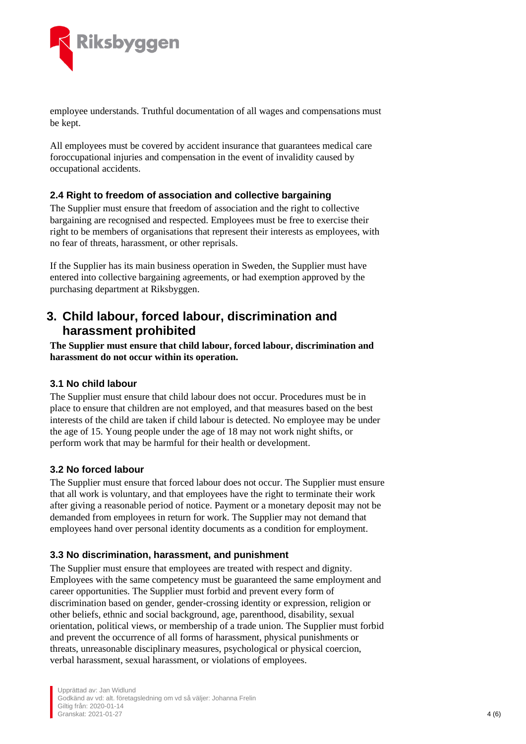employee understands. Truthful documentation of all wages and compensations must be kept.

All employees must be covered by accident insurance that guarantees medical care foroccupational injuries and compensation in the event of invalidity caused by occupational accidents.

### 2.4 Right to freedom of association and collective bargaining

The Supplier must ensure that freedom of association and the right to collective bargaining are recognised and respected. Employees must be free to exercise their right to be members of organisations that represent their interests as employees, with no fear of threats, harassment, or other reprisals.

If the Supplier has its main business operation in Sweden, the Supplier must have entered into collective bargaining agreements, or had exemption approved by the purchasing department at Riksbyggen.

## 3. Child labour, forced labour, discrimination and harassment prohibited

**The Supplier must ensure that child labour, forced labour, discrimination and harassment do not occur within its operation.**

### 3.1 No child labour

The Supplier must ensure that child labour does not occur. Procedures must be in place to ensure that children are not employed, and that measures based on the best interests of the child are taken if child labour is detected. No employee may be under the age of 15. Young people under the age of 18 may not work night shifts, or perform work that may be harmful for their health or development.

### 3.2 No forced labour

The Supplier must ensure that forced labour does not occur. The Supplier must ensure that all work is voluntary, and that employees have the right to terminate their work after giving a reasonable period of notice. Payment or a monetary deposit may not be demanded from employees in return for work. The Supplier may not demand that employees hand over personal identity documents as a condition for employment.

### 3.3 No discrimination, harassment, and punishment

The Supplier must ensure that employees are treated with respect and dignity. Employees with the same competency must be guaranteed the same employment and career opportunities. The Supplier must forbid and prevent every form of discrimination based on gender, gender-crossing identity or expression, religion or other beliefs, ethnic and social background, age, parenthood, disability, sexual orientation, political views, or membership of a trade union. The Supplier must forbid and prevent the occurrence of all forms of harassment, physical punishments or threats, unreasonable disciplinary measures, psychological or physical coercion, verbal harassment, sexual harassment, or violations of employees.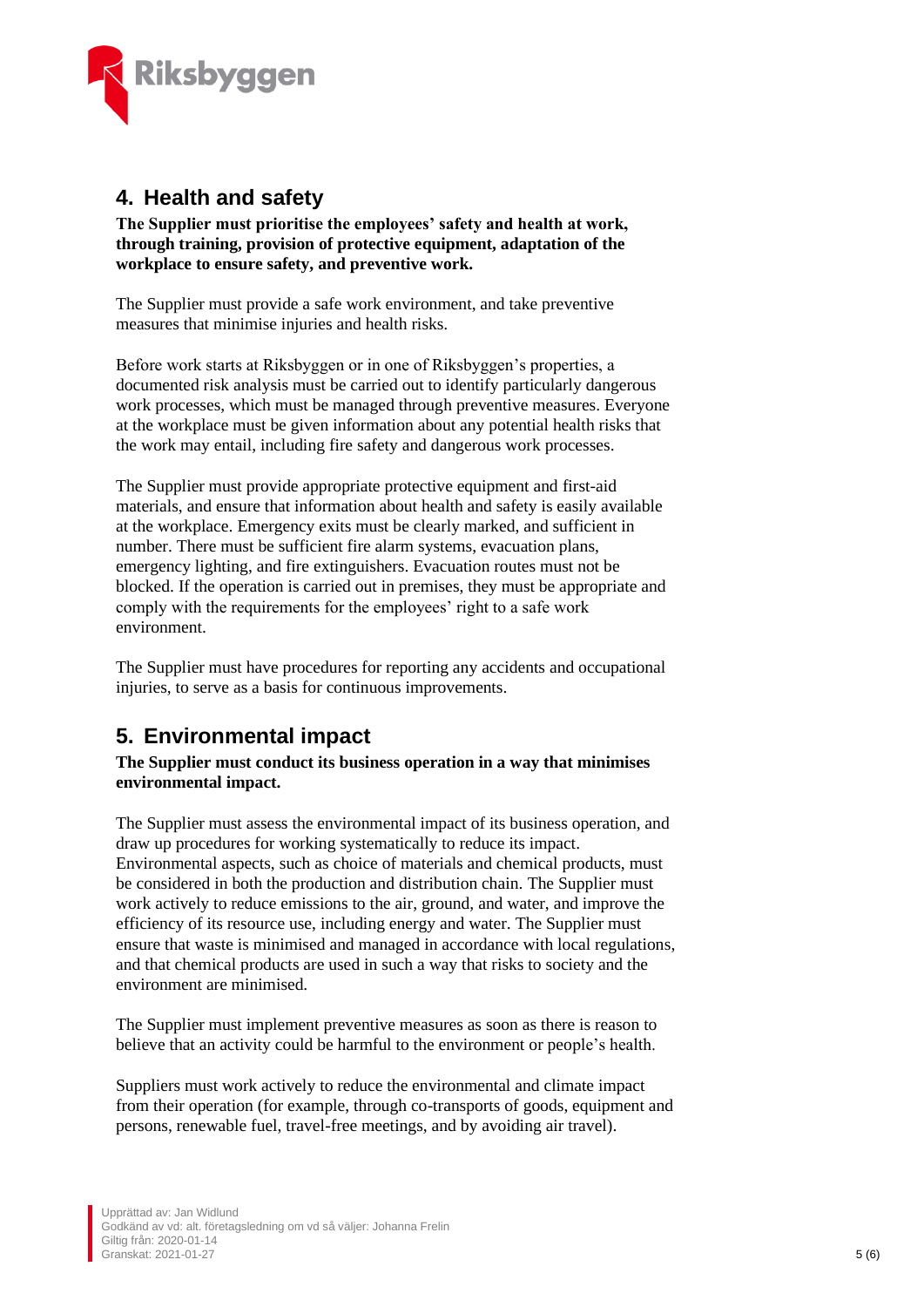## 4. Health and safety

**The Supplier must prioritise the employees' safety and health at work, through training, provision of protective equipment, adaptation of the workplace to ensure safety, and preventive work.**

The Supplier must provide a safe work environment, and take preventive measures that minimise injuries and health risks.

Before work starts at Riksbyggen or in one of Riksbyggen's properties, a documented risk analysis must be carried out to identify particularly dangerous work processes, which must be managed through preventive measures. Everyone at the workplace must be given information about any potential health risks that the work may entail, including fire safety and dangerous work processes.

The Supplier must provide appropriate protective equipment and first-aid materials, and ensure that information about health and safety is easily available at the workplace. Emergency exits must be clearly marked, and sufficient in number. There must be sufficient fire alarm systems, evacuation plans, emergency lighting, and fire extinguishers. Evacuation routes must not be blocked. If the operation is carried out in premises, they must be appropriate and comply with the requirements for the employees' right to a safe work environment.

The Supplier must have procedures for reporting any accidents and occupational injuries, to serve as a basis for continuous improvements.

## 5. Environmental impact

**The Supplier must conduct its business operation in a way that minimises environmental impact.**

The Supplier must assess the environmental impact of its business operation, and draw up procedures for working systematically to reduce its impact. Environmental aspects, such as choice of materials and chemical products, must be considered in both the production and distribution chain. The Supplier must work actively to reduce emissions to the air, ground, and water, and improve the efficiency of its resource use, including energy and water. The Supplier must ensure that waste is minimised and managed in accordance with local regulations, and that chemical products are used in such a way that risks to society and the environment are minimised.

The Supplier must implement preventive measures as soon as there is reason to believe that an activity could be harmful to the environment or people's health.

Suppliers must work actively to reduce the environmental and climate impact from their operation (for example, through co-transports of goods, equipment and persons, renewable fuel, travel-free meetings, and by avoiding air travel).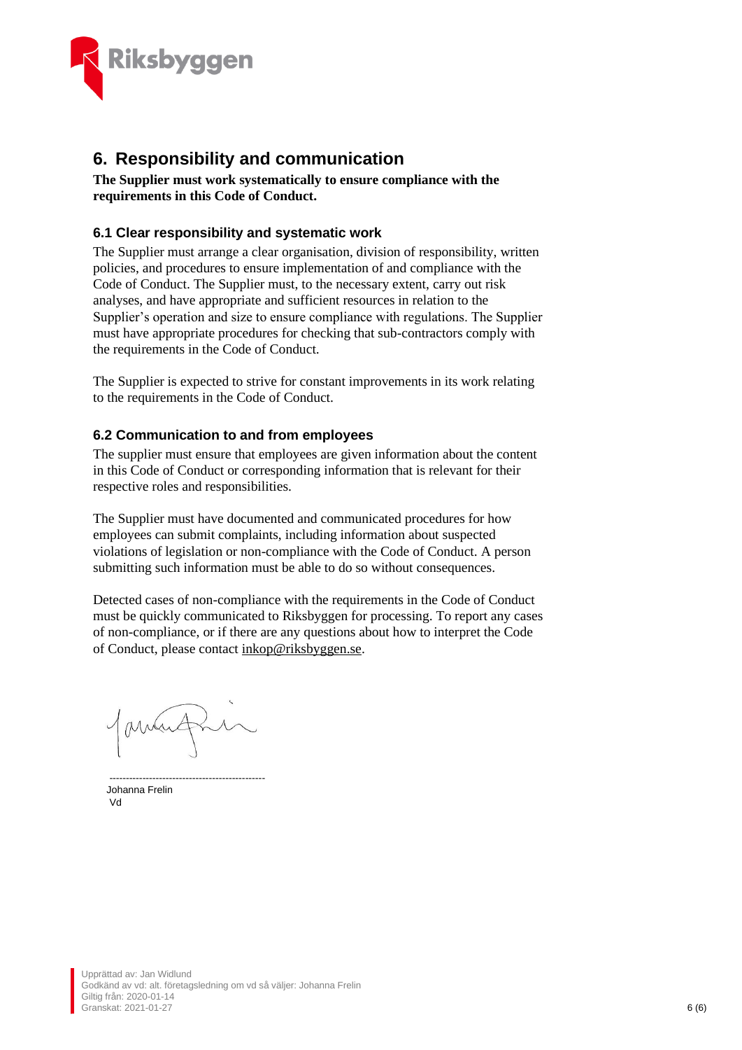## 6. Responsibility and communication

**The Supplier must work systematically to ensure compliance with the requirements in this Code of Conduct.**

### 6.1 Clear responsibility and systematic work

The Supplier must arrange a clear organisation, division of responsibility, written policies, and procedures to ensure implementation of and compliance with the Code of Conduct. The Supplier must, to the necessary extent, carry out risk analyses, and have appropriate and sufficient resources in relation to the Supplier's operation and size to ensure compliance with regulations. The Supplier must have appropriate procedures for checking that sub-contractors comply with the requirements in the Code of Conduct.

The Supplier is expected to strive for constant improvements in its work relating to the requirements in the Code of Conduct.

### 6.2 Communication to and from employees

The supplier must ensure that employees are given information about the content in this Code of Conduct or corresponding information that is relevant for their respective roles and responsibilities.

The Supplier must have documented and communicated procedures for how employees can submit complaints, including information about suspected violations of legislation or non-compliance with the Code of Conduct. A person submitting such information must be able to do so without consequences.

Detected cases of non-compliance with the requirements in the Code of Conduct must be quickly communicated to Riksbyggen for processing. To report any cases of non-compliance, or if there are any questions about how to interpret the Code of Conduct, please contact inkop@riksbyggen.se.

-----------------------------------------------

Johanna Frelin
Vd

Upprättad av: Jan Widlund
Godkänd av vd: alt. företagsledning om vd så väljer: Johanna Frelin
Giltig från: 2020-01-14
Granskat: 2021-01-27